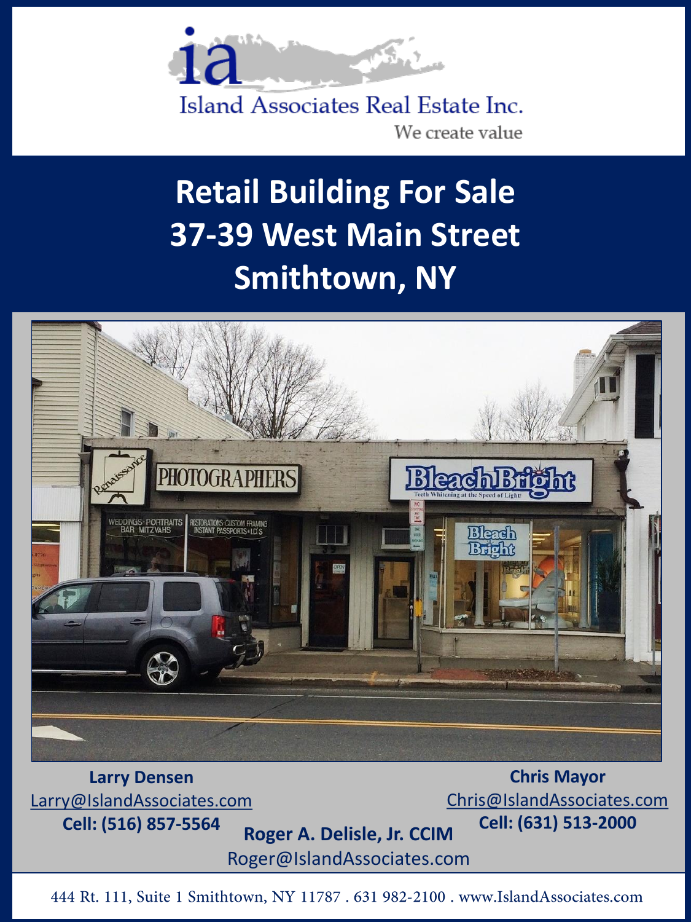Island Associates Real Estate Inc.

We create value

# Retail Building For Sale
# 37-39 West Main Street
# Smithtown, NY

**Larry Densen**
Larry@IslandAssociates.com
**Cell: (516) 857-5564**

**Chris Mayor**
Chris@IslandAssociates.com
**Cell: (631) 513-2000**

**Roger A. Delisle, Jr. CCIM**
Roger@IslandAssociates.com

444 Rt. 111, Suite 1 Smithtown, NY 11787 . 631 982-2100 . www.IslandAssociates.com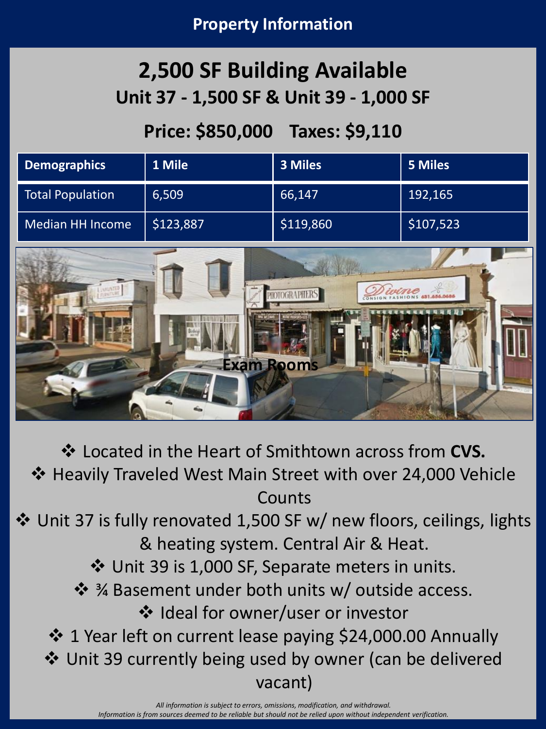# Property Information

## 2,500 SF Building Available

### Unit 37 - 1,500 SF & Unit 39 - 1,000 SF

### Price: $850,000    Taxes: $9,110

| Demographics | 1 Mile | 3 Miles | 5 Miles |
|---|---|---|---|
| Total Population | 6,509 | 66,147 | 192,165 |
| Median HH Income | $123,887 | $119,860 | $107,523 |

Exam Rooms

- ❖ Located in the Heart of Smithtown across from **CVS.**
- ❖ Heavily Traveled West Main Street with over 24,000 Vehicle Counts
- ❖ Unit 37 is fully renovated 1,500 SF w/ new floors, ceilings, lights & heating system. Central Air & Heat.
- ❖ Unit 39 is 1,000 SF, Separate meters in units.
- ❖ ¾ Basement under both units w/ outside access.
- ❖ Ideal for owner/user or investor
- ❖ 1 Year left on current lease paying $24,000.00 Annually
- ❖ Unit 39 currently being used by owner (can be delivered vacant)

*All information is subject to errors, omissions, modification, and withdrawal.*
*Information is from sources deemed to be reliable but should not be relied upon without independent verification.*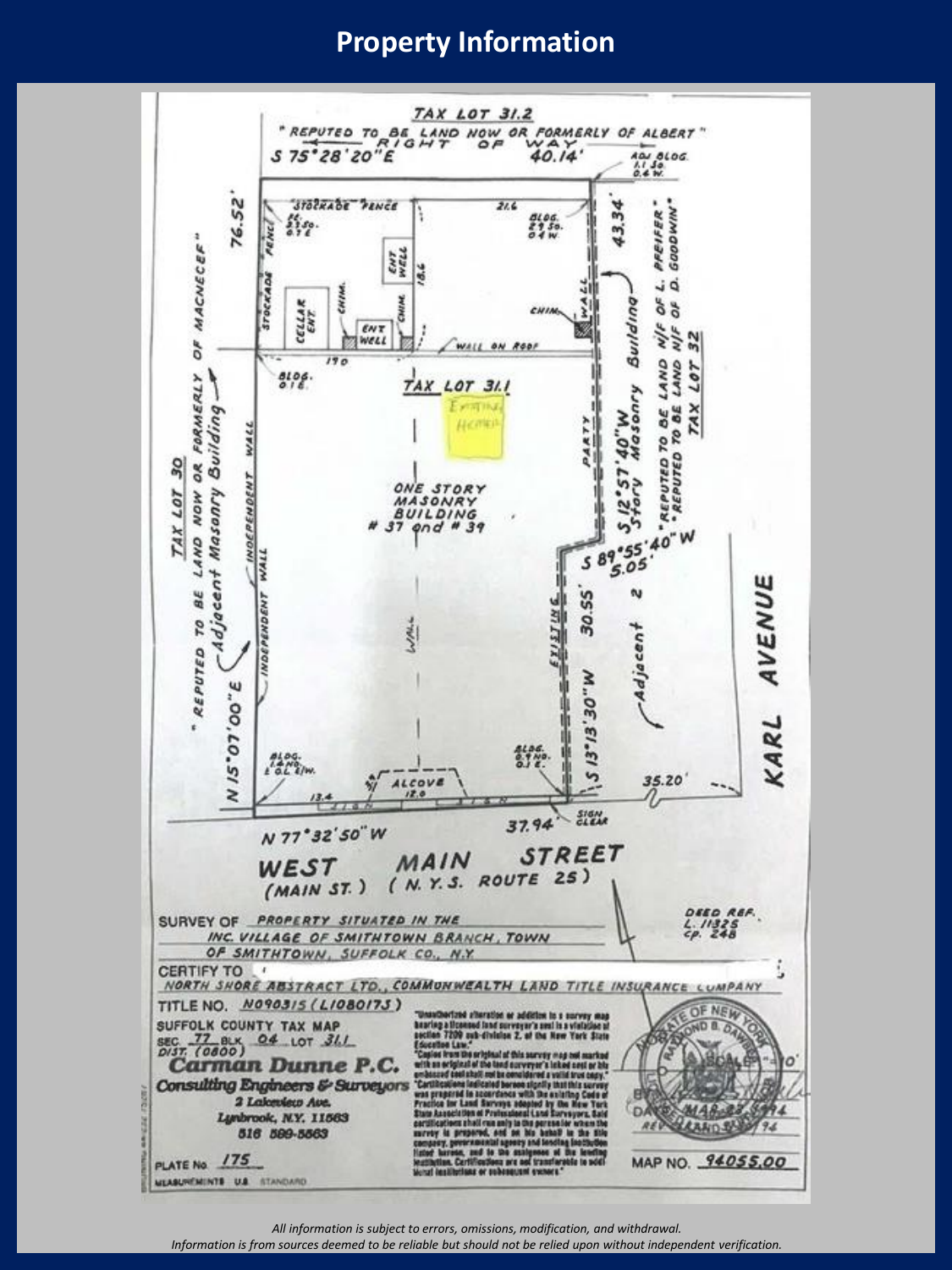# Property Information

TAX LOT 31.2

"REPUTED TO BE LAND NOW OR FORMERLY OF ALBERT"

RIGHT OF WAY

S 75°28'20"E 40.14'

ADJ BLDG. 1.1 So. 0.4 W.

76.52'

STOCKADE FENCE

21.6

BLDG. 2.9 So. 0.4 W.

43.34'

STOCKADE FENCE

ENT WELL

18.6

CELLAR ENT.

CHIM.

CHIM.

ENT WELL

CHIM.

WALL

WALL ON ROOF

19.0

BLDG. 0.1 E.

TAX LOT 31.1

Existing Homes

ONE STORY MASONRY BUILDING # 37 and # 39

PARTY

S 12°57'40"W

Story Masonry Building

"REPUTED TO BE LAND N/F OF L. PFEIFER" "REPUTED TO BE LAND N/F OF D. GOODWIN"

TAX LOT 32

TAX LOT 30

"REPUTED TO BE LAND NOW OR FORMERLY OF MACNECEF"

Adjacent Masonry Building

INDEPENDENT WALL

INDEPENDENT WALL

N 15°07'00"E

S 89°55'40"W 5.05'

EXISTING

30.55'

S 13°13'30"W

2 Adjacent

WALL

KARL AVENUE

BLDG. 1.4 No. & 0.1 E/W.

ALCOVE 12.0

13.4

BLDG. 0.9 No. 0.1 E.

35.20'

SIGN CLEAR

37.94'

N 77°32'50"W

WEST MAIN STREET (MAIN ST.) (N.Y.S. ROUTE 25)

SURVEY OF PROPERTY SITUATED IN THE INC. VILLAGE OF SMITHTOWN BRANCH, TOWN OF SMITHTOWN, SUFFOLK CO., N.Y.

DEED REF. L. 11325 cp. 248

CERTIFY TO NORTH SHORE ABSTRACT LTD., COMMONWEALTH LAND TITLE INSURANCE COMPANY

TITLE NO. N090315 (L108017S)

SUFFOLK COUNTY TAX MAP SEC. 77 BLK 04 LOT 31.1 DIST. (0800)

**Carman Dunne P.C.**
**Consulting Engineers & Surveyors**
2 Lakeview Ave.
Lynbrook, N.Y. 11563
516 599-5863

"Unauthorized alteration or addition to a survey map bearing a licensed land surveyor's seal is a violation of section 7209 sub-division 2, of the New York State Education Law." "Copies from the original of this survey map not marked with an original of the land surveyor's inked seal or his embossed seal shall not be considered a valid true copy." "Certifications indicated hereon signify that this survey was prepared in accordance with the existing Code of Practice for Land Surveys adopted by the New York State Association of Professional Land Surveyors. Said certifications shall run only to the person for whom the survey is prepared, and on his behalf to the title company, governmental agency and lending institution listed hereon, and to the assignees of the lending institution. Certifications are not transferable to additional institutions or subsequent owners."

SCALE 1" = 10'

DATE MAR. 23, 1994

REV. 4/94

PLATE No. 175

MEASUREMENTS U.S. STANDARD

MAP NO. 94055.00

*All information is subject to errors, omissions, modification, and withdrawal.*
*Information is from sources deemed to be reliable but should not be relied upon without independent verification.*